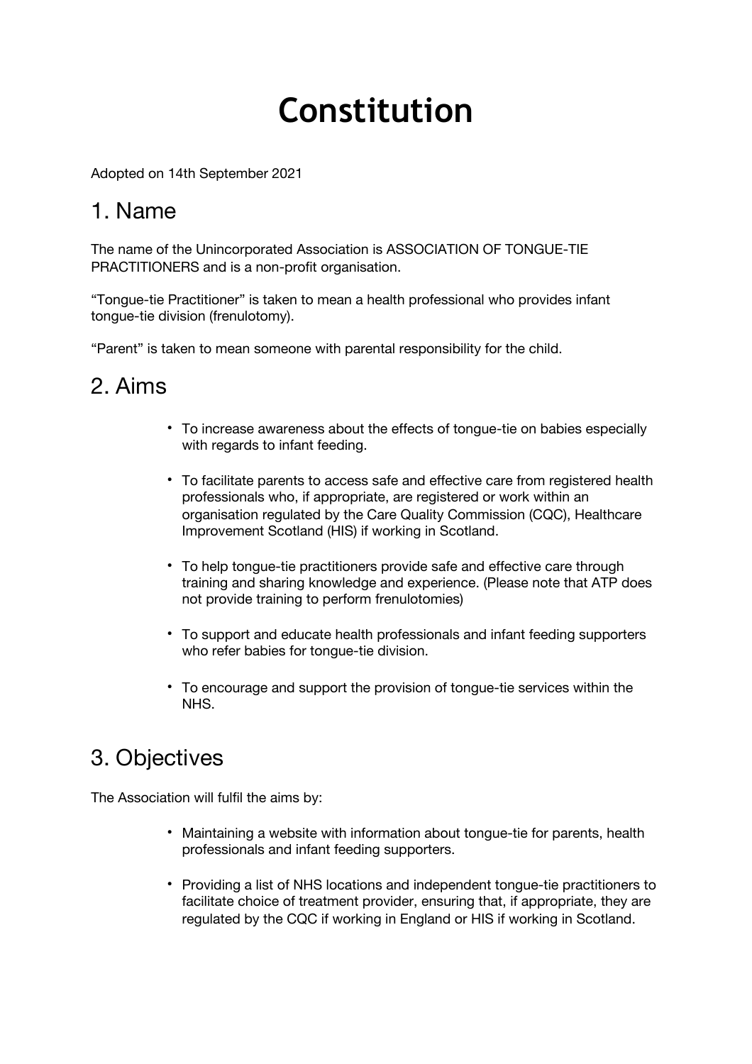# Constitution

Adopted on 14th September 2021

## 1. Name

The name of the Unincorporated Association is ASSOCIATION OF TONGUE-TIE PRACTITIONERS and is a non-profit organisation.

“Tongue-tie Practitioner” is taken to mean a health professional who provides infant tongue-tie division (frenulotomy).

“Parent” is taken to mean someone with parental responsibility for the child.

## 2. Aims

- To increase awareness about the effects of tongue-tie on babies especially with regards to infant feeding.
- To facilitate parents to access safe and effective care from registered health professionals who, if appropriate, are registered or work within an organisation regulated by the Care Quality Commission (CQC), Healthcare Improvement Scotland (HIS) if working in Scotland.
- To help tongue-tie practitioners provide safe and effective care through training and sharing knowledge and experience. (Please note that ATP does not provide training to perform frenulotomies)
- To support and educate health professionals and infant feeding supporters who refer babies for tongue-tie division.
- To encourage and support the provision of tongue-tie services within the NHS.

## 3. Objectives

The Association will fulfil the aims by:

- Maintaining a website with information about tongue-tie for parents, health professionals and infant feeding supporters.
- Providing a list of NHS locations and independent tongue-tie practitioners to facilitate choice of treatment provider, ensuring that, if appropriate, they are regulated by the CQC if working in England or HIS if working in Scotland.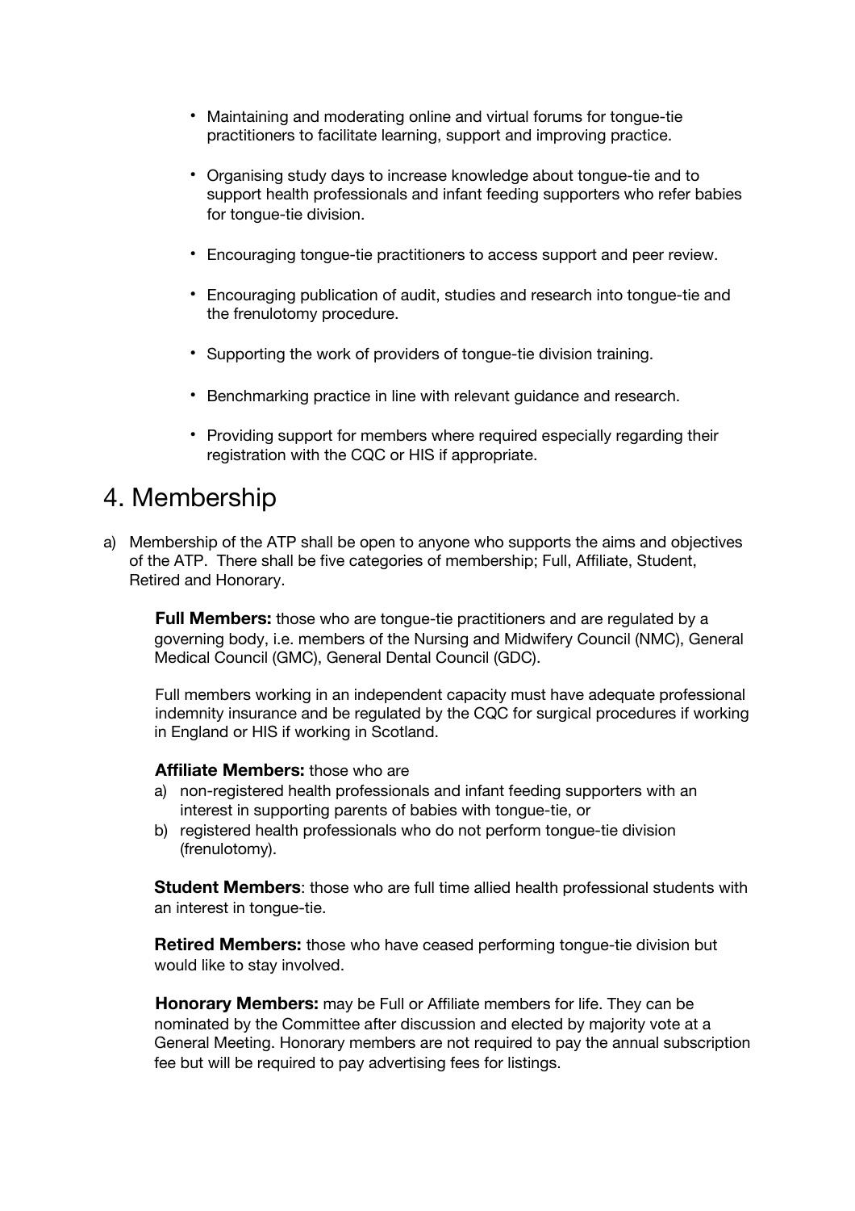- Maintaining and moderating online and virtual forums for tongue-tie practitioners to facilitate learning, support and improving practice.

- Organising study days to increase knowledge about tongue-tie and to support health professionals and infant feeding supporters who refer babies for tongue-tie division.

- Encouraging tongue-tie practitioners to access support and peer review.

- Encouraging publication of audit, studies and research into tongue-tie and the frenulotomy procedure.

- Supporting the work of providers of tongue-tie division training.

- Benchmarking practice in line with relevant guidance and research.

- Providing support for members where required especially regarding their registration with the CQC or HIS if appropriate.

# 4. Membership

a) Membership of the ATP shall be open to anyone who supports the aims and objectives of the ATP. There shall be five categories of membership; Full, Affiliate, Student, Retired and Honorary.

**Full Members:** those who are tongue-tie practitioners and are regulated by a governing body, i.e. members of the Nursing and Midwifery Council (NMC), General Medical Council (GMC), General Dental Council (GDC).

Full members working in an independent capacity must have adequate professional indemnity insurance and be regulated by the CQC for surgical procedures if working in England or HIS if working in Scotland.

**Affiliate Members:** those who are

a) non-registered health professionals and infant feeding supporters with an interest in supporting parents of babies with tongue-tie, or
b) registered health professionals who do not perform tongue-tie division (frenulotomy).

**Student Members**: those who are full time allied health professional students with an interest in tongue-tie.

**Retired Members:** those who have ceased performing tongue-tie division but would like to stay involved.

**Honorary Members:** may be Full or Affiliate members for life. They can be nominated by the Committee after discussion and elected by majority vote at a General Meeting. Honorary members are not required to pay the annual subscription fee but will be required to pay advertising fees for listings.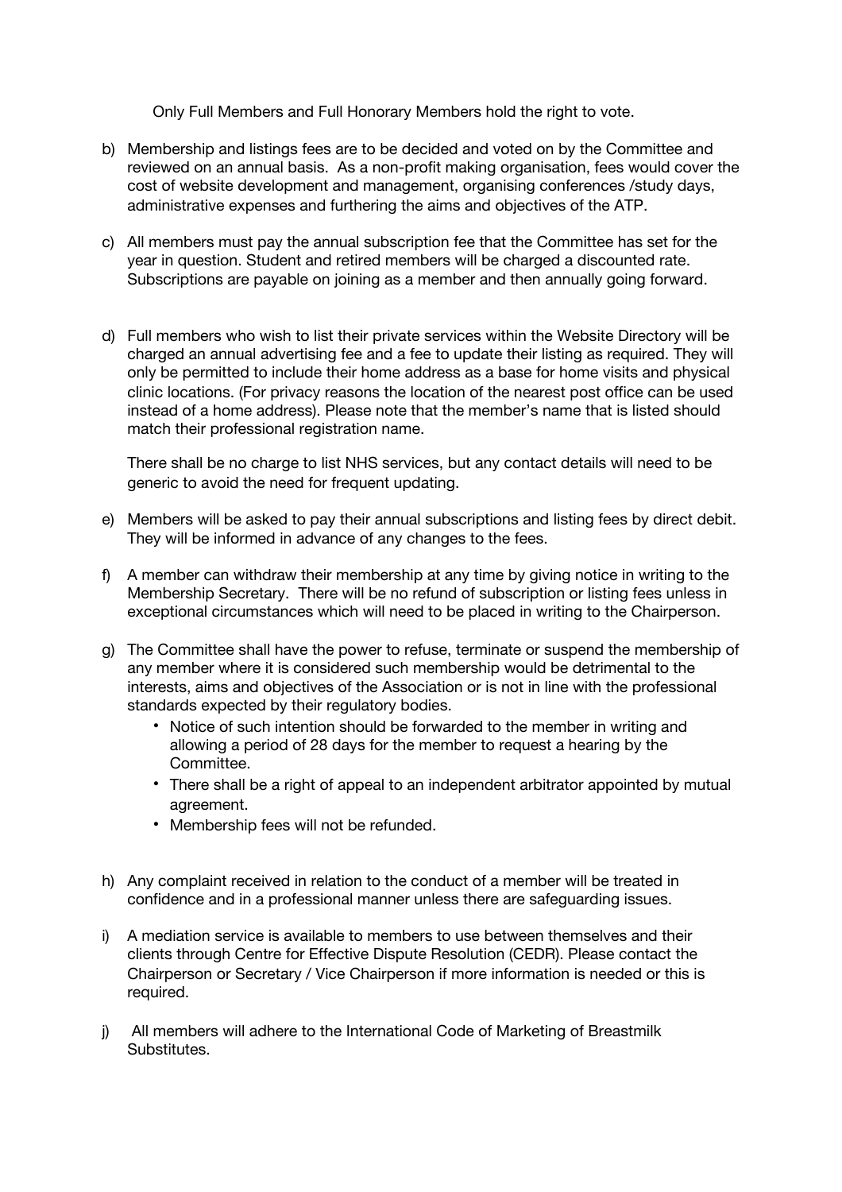Only Full Members and Full Honorary Members hold the right to vote.

b) Membership and listings fees are to be decided and voted on by the Committee and reviewed on an annual basis. As a non-profit making organisation, fees would cover the cost of website development and management, organising conferences /study days, administrative expenses and furthering the aims and objectives of the ATP.

c) All members must pay the annual subscription fee that the Committee has set for the year in question. Student and retired members will be charged a discounted rate. Subscriptions are payable on joining as a member and then annually going forward.

d) Full members who wish to list their private services within the Website Directory will be charged an annual advertising fee and a fee to update their listing as required. They will only be permitted to include their home address as a base for home visits and physical clinic locations. (For privacy reasons the location of the nearest post office can be used instead of a home address). Please note that the member's name that is listed should match their professional registration name.

   There shall be no charge to list NHS services, but any contact details will need to be generic to avoid the need for frequent updating.

e) Members will be asked to pay their annual subscriptions and listing fees by direct debit. They will be informed in advance of any changes to the fees.

f) A member can withdraw their membership at any time by giving notice in writing to the Membership Secretary. There will be no refund of subscription or listing fees unless in exceptional circumstances which will need to be placed in writing to the Chairperson.

g) The Committee shall have the power to refuse, terminate or suspend the membership of any member where it is considered such membership would be detrimental to the interests, aims and objectives of the Association or is not in line with the professional standards expected by their regulatory bodies.
   - Notice of such intention should be forwarded to the member in writing and allowing a period of 28 days for the member to request a hearing by the Committee.
   - There shall be a right of appeal to an independent arbitrator appointed by mutual agreement.
   - Membership fees will not be refunded.

h) Any complaint received in relation to the conduct of a member will be treated in confidence and in a professional manner unless there are safeguarding issues.

i) A mediation service is available to members to use between themselves and their clients through Centre for Effective Dispute Resolution (CEDR). Please contact the Chairperson or Secretary / Vice Chairperson if more information is needed or this is required.

j) All members will adhere to the International Code of Marketing of Breastmilk Substitutes.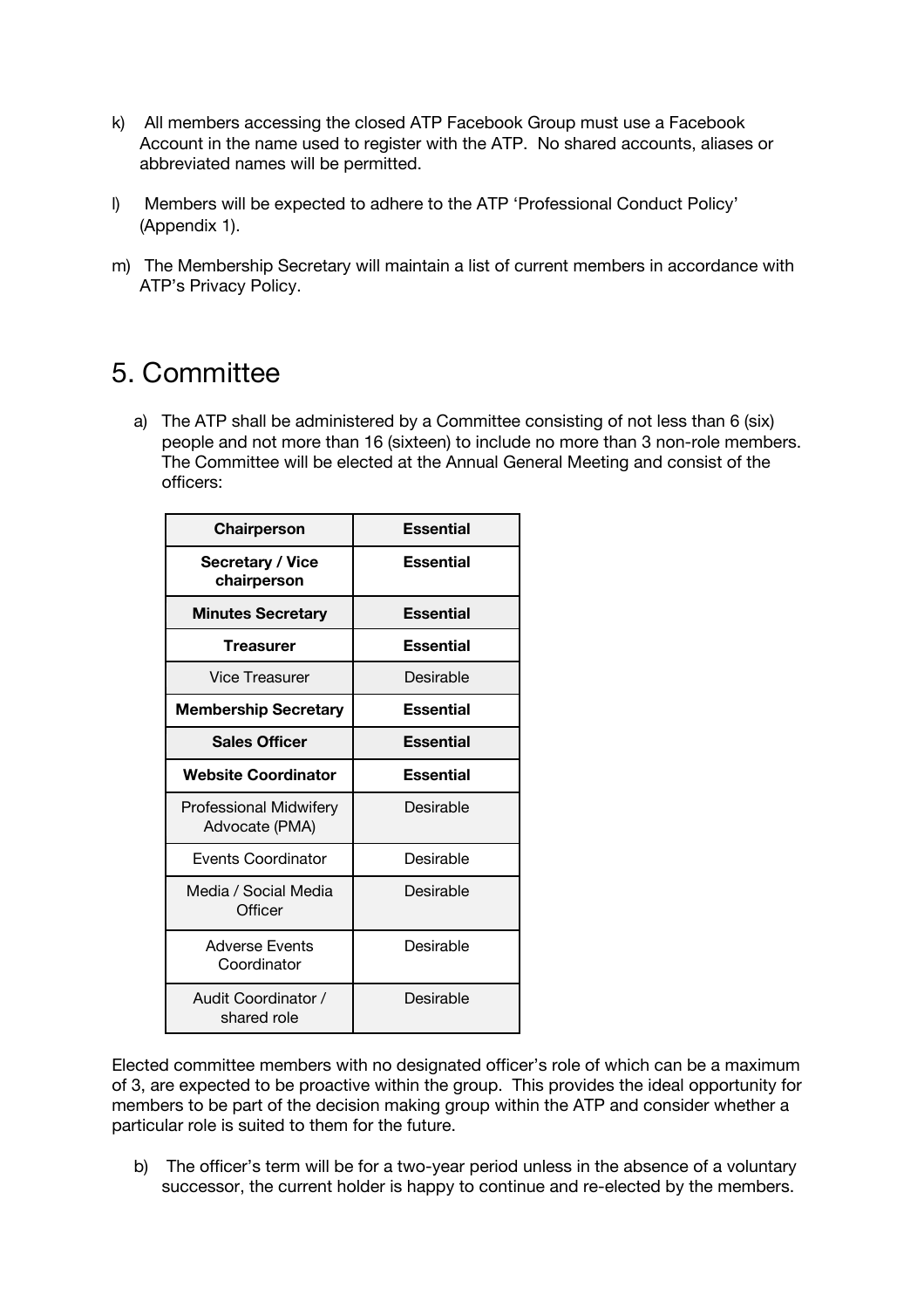k) All members accessing the closed ATP Facebook Group must use a Facebook Account in the name used to register with the ATP. No shared accounts, aliases or abbreviated names will be permitted.

l) Members will be expected to adhere to the ATP 'Professional Conduct Policy' (Appendix 1).

m) The Membership Secretary will maintain a list of current members in accordance with ATP's Privacy Policy.

# 5. Committee

a) The ATP shall be administered by a Committee consisting of not less than 6 (six) people and not more than 16 (sixteen) to include no more than 3 non-role members. The Committee will be elected at the Annual General Meeting and consist of the officers:

| Role | Requirement |
|---|---|
| **Chairperson** | **Essential** |
| **Secretary / Vice chairperson** | **Essential** |
| **Minutes Secretary** | **Essential** |
| **Treasurer** | **Essential** |
| Vice Treasurer | Desirable |
| **Membership Secretary** | **Essential** |
| **Sales Officer** | **Essential** |
| **Website Coordinator** | **Essential** |
| Professional Midwifery Advocate (PMA) | Desirable |
| Events Coordinator | Desirable |
| Media / Social Media Officer | Desirable |
| Adverse Events Coordinator | Desirable |
| Audit Coordinator / shared role | Desirable |

Elected committee members with no designated officer's role of which can be a maximum of 3, are expected to be proactive within the group. This provides the ideal opportunity for members to be part of the decision making group within the ATP and consider whether a particular role is suited to them for the future.

b) The officer's term will be for a two-year period unless in the absence of a voluntary successor, the current holder is happy to continue and re-elected by the members.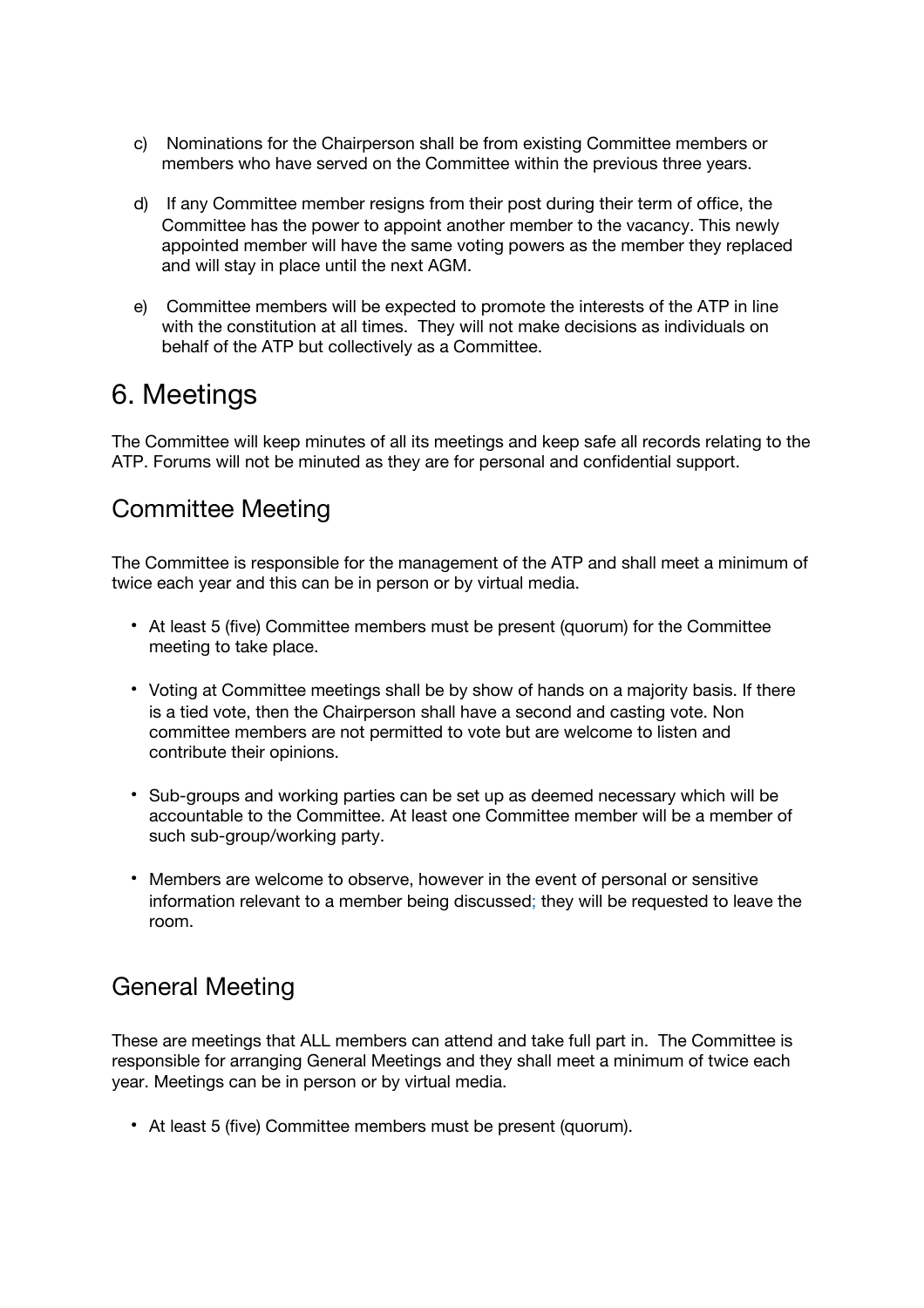c) Nominations for the Chairperson shall be from existing Committee members or members who have served on the Committee within the previous three years.

d) If any Committee member resigns from their post during their term of office, the Committee has the power to appoint another member to the vacancy. This newly appointed member will have the same voting powers as the member they replaced and will stay in place until the next AGM.

e) Committee members will be expected to promote the interests of the ATP in line with the constitution at all times. They will not make decisions as individuals on behalf of the ATP but collectively as a Committee.

# 6. Meetings

The Committee will keep minutes of all its meetings and keep safe all records relating to the ATP. Forums will not be minuted as they are for personal and confidential support.

## Committee Meeting

The Committee is responsible for the management of the ATP and shall meet a minimum of twice each year and this can be in person or by virtual media.

- At least 5 (five) Committee members must be present (quorum) for the Committee meeting to take place.
- Voting at Committee meetings shall be by show of hands on a majority basis. If there is a tied vote, then the Chairperson shall have a second and casting vote. Non committee members are not permitted to vote but are welcome to listen and contribute their opinions.
- Sub-groups and working parties can be set up as deemed necessary which will be accountable to the Committee. At least one Committee member will be a member of such sub-group/working party.
- Members are welcome to observe, however in the event of personal or sensitive information relevant to a member being discussed; they will be requested to leave the room.

## General Meeting

These are meetings that ALL members can attend and take full part in. The Committee is responsible for arranging General Meetings and they shall meet a minimum of twice each year. Meetings can be in person or by virtual media.

- At least 5 (five) Committee members must be present (quorum).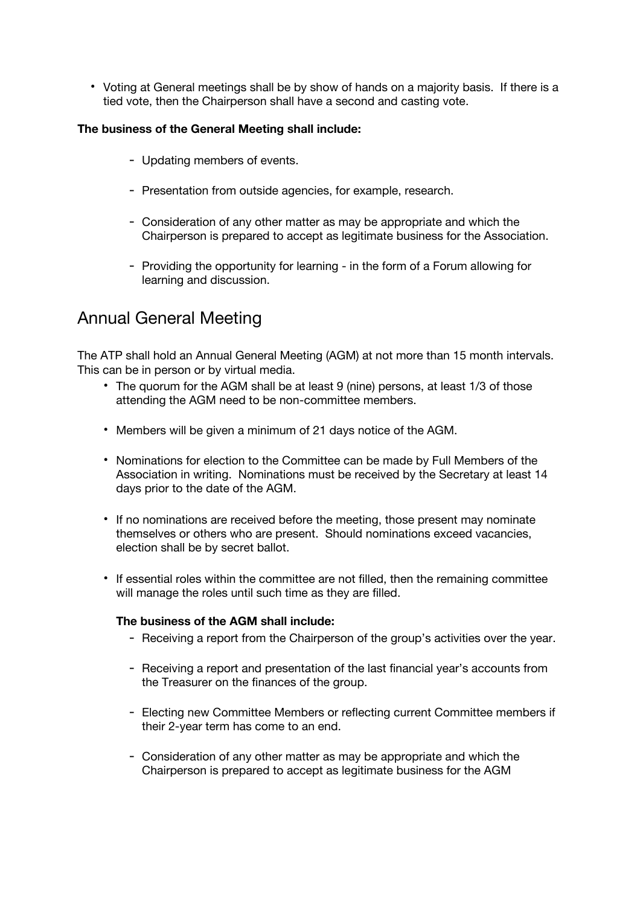- Voting at General meetings shall be by show of hands on a majority basis. If there is a tied vote, then the Chairperson shall have a second and casting vote.

**The business of the General Meeting shall include:**

- Updating members of events.
- Presentation from outside agencies, for example, research.
- Consideration of any other matter as may be appropriate and which the Chairperson is prepared to accept as legitimate business for the Association.
- Providing the opportunity for learning - in the form of a Forum allowing for learning and discussion.

## Annual General Meeting

The ATP shall hold an Annual General Meeting (AGM) at not more than 15 month intervals. This can be in person or by virtual media.

- The quorum for the AGM shall be at least 9 (nine) persons, at least 1/3 of those attending the AGM need to be non-committee members.
- Members will be given a minimum of 21 days notice of the AGM.
- Nominations for election to the Committee can be made by Full Members of the Association in writing. Nominations must be received by the Secretary at least 14 days prior to the date of the AGM.
- If no nominations are received before the meeting, those present may nominate themselves or others who are present. Should nominations exceed vacancies, election shall be by secret ballot.
- If essential roles within the committee are not filled, then the remaining committee will manage the roles until such time as they are filled.

**The business of the AGM shall include:**

- Receiving a report from the Chairperson of the group's activities over the year.
- Receiving a report and presentation of the last financial year's accounts from the Treasurer on the finances of the group.
- Electing new Committee Members or reflecting current Committee members if their 2-year term has come to an end.
- Consideration of any other matter as may be appropriate and which the Chairperson is prepared to accept as legitimate business for the AGM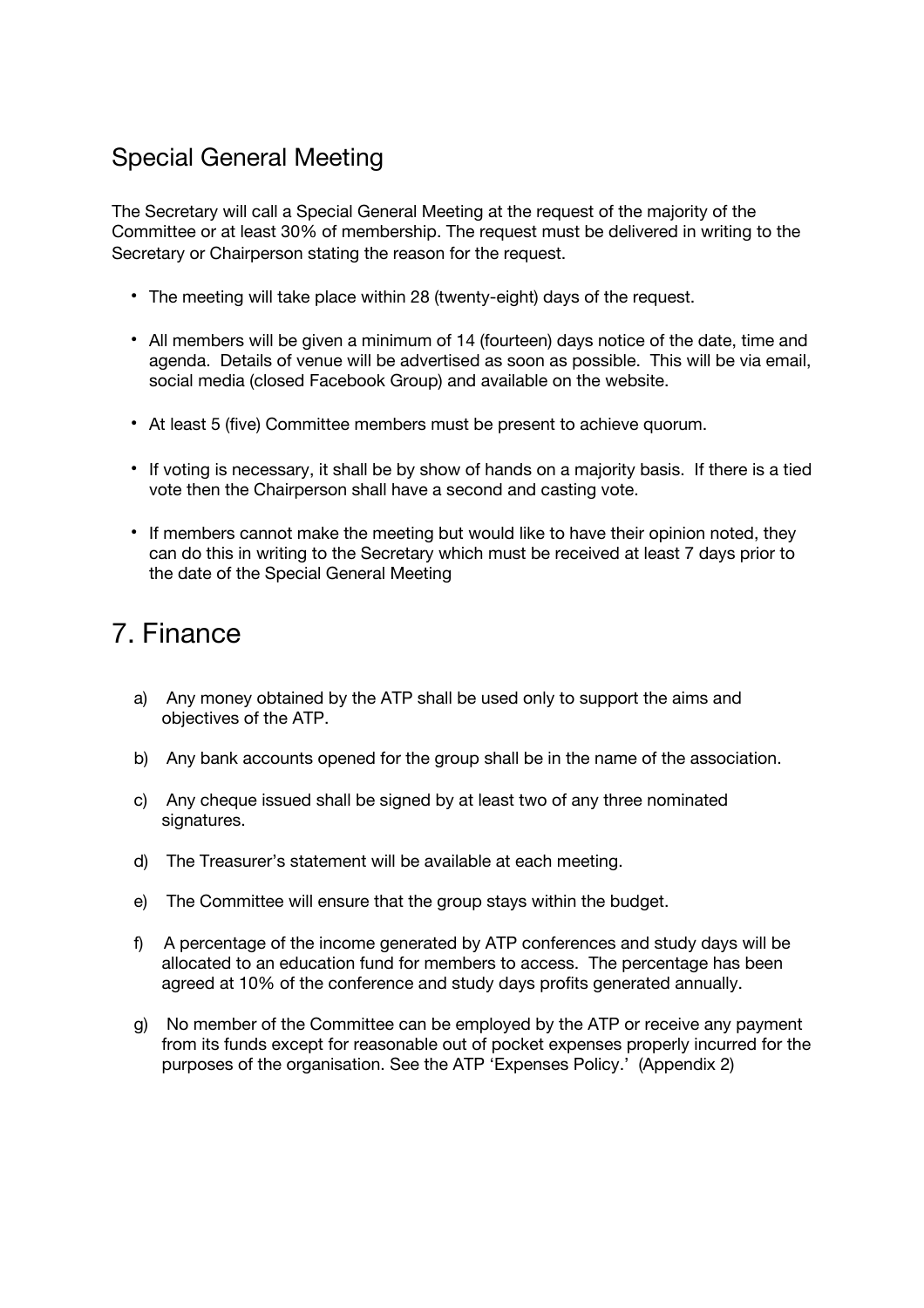## Special General Meeting

The Secretary will call a Special General Meeting at the request of the majority of the Committee or at least 30% of membership. The request must be delivered in writing to the Secretary or Chairperson stating the reason for the request.

- The meeting will take place within 28 (twenty-eight) days of the request.
- All members will be given a minimum of 14 (fourteen) days notice of the date, time and agenda. Details of venue will be advertised as soon as possible. This will be via email, social media (closed Facebook Group) and available on the website.
- At least 5 (five) Committee members must be present to achieve quorum.
- If voting is necessary, it shall be by show of hands on a majority basis. If there is a tied vote then the Chairperson shall have a second and casting vote.
- If members cannot make the meeting but would like to have their opinion noted, they can do this in writing to the Secretary which must be received at least 7 days prior to the date of the Special General Meeting

# 7. Finance

a) Any money obtained by the ATP shall be used only to support the aims and objectives of the ATP.

b) Any bank accounts opened for the group shall be in the name of the association.

c) Any cheque issued shall be signed by at least two of any three nominated signatures.

d) The Treasurer's statement will be available at each meeting.

e) The Committee will ensure that the group stays within the budget.

f) A percentage of the income generated by ATP conferences and study days will be allocated to an education fund for members to access. The percentage has been agreed at 10% of the conference and study days profits generated annually.

g) No member of the Committee can be employed by the ATP or receive any payment from its funds except for reasonable out of pocket expenses properly incurred for the purposes of the organisation. See the ATP 'Expenses Policy.' (Appendix 2)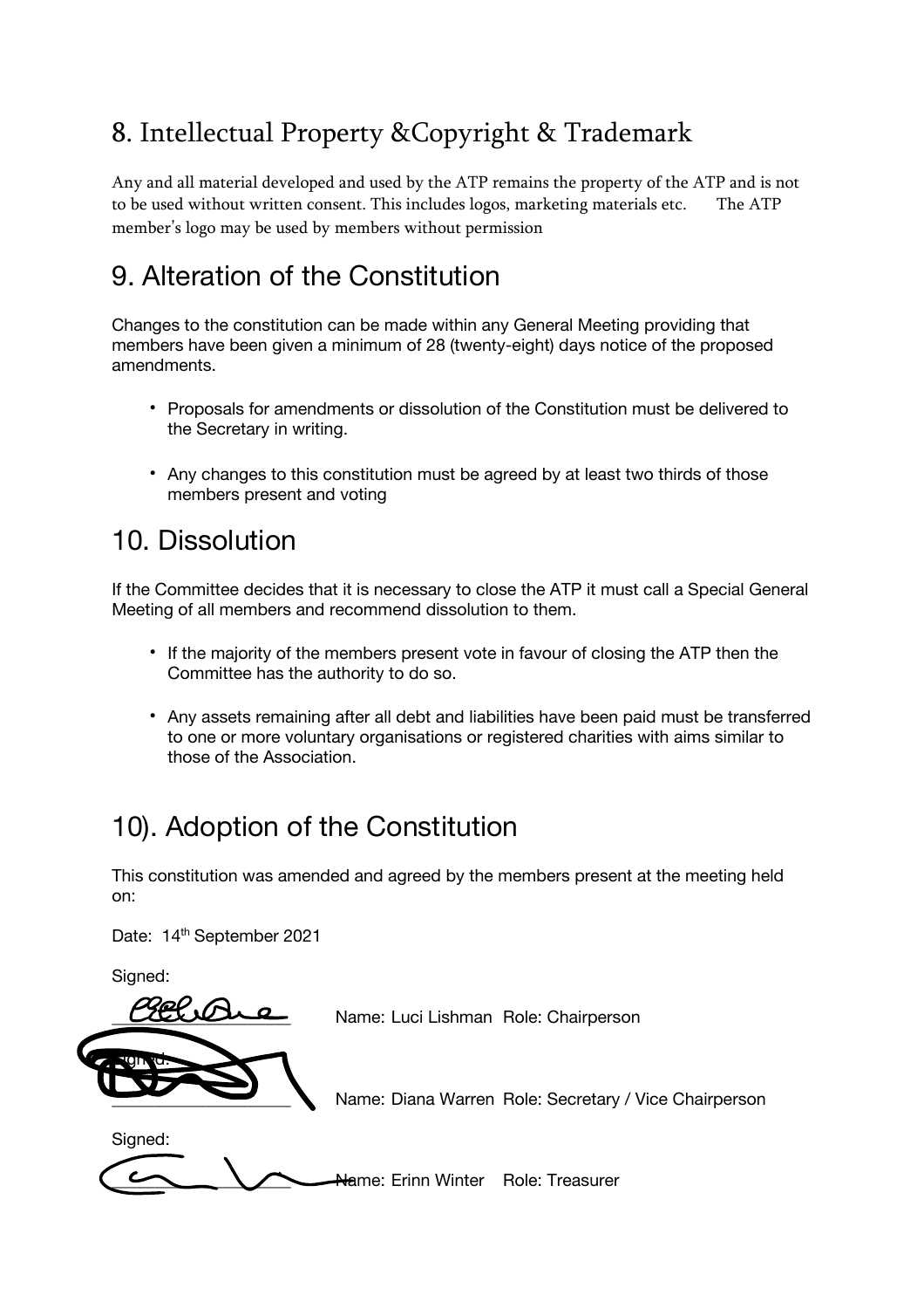## 8. Intellectual Property &Copyright & Trademark

Any and all material developed and used by the ATP remains the property of the ATP and is not to be used without written consent. This includes logos, marketing materials etc. The ATP member's logo may be used by members without permission

## 9. Alteration of the Constitution

Changes to the constitution can be made within any General Meeting providing that members have been given a minimum of 28 (twenty-eight) days notice of the proposed amendments.

- Proposals for amendments or dissolution of the Constitution must be delivered to the Secretary in writing.
- Any changes to this constitution must be agreed by at least two thirds of those members present and voting

## 10. Dissolution

If the Committee decides that it is necessary to close the ATP it must call a Special General Meeting of all members and recommend dissolution to them.

- If the majority of the members present vote in favour of closing the ATP then the Committee has the authority to do so.
- Any assets remaining after all debt and liabilities have been paid must be transferred to one or more voluntary organisations or registered charities with aims similar to those of the Association.

## 10). Adoption of the Constitution

This constitution was amended and agreed by the members present at the meeting held on:

Date: 14th September 2021

Signed:

Name: Luci Lishman Role: Chairperson

Signed:

Name: Diana Warren Role: Secretary / Vice Chairperson

Signed:

Name: Erinn Winter Role: Treasurer